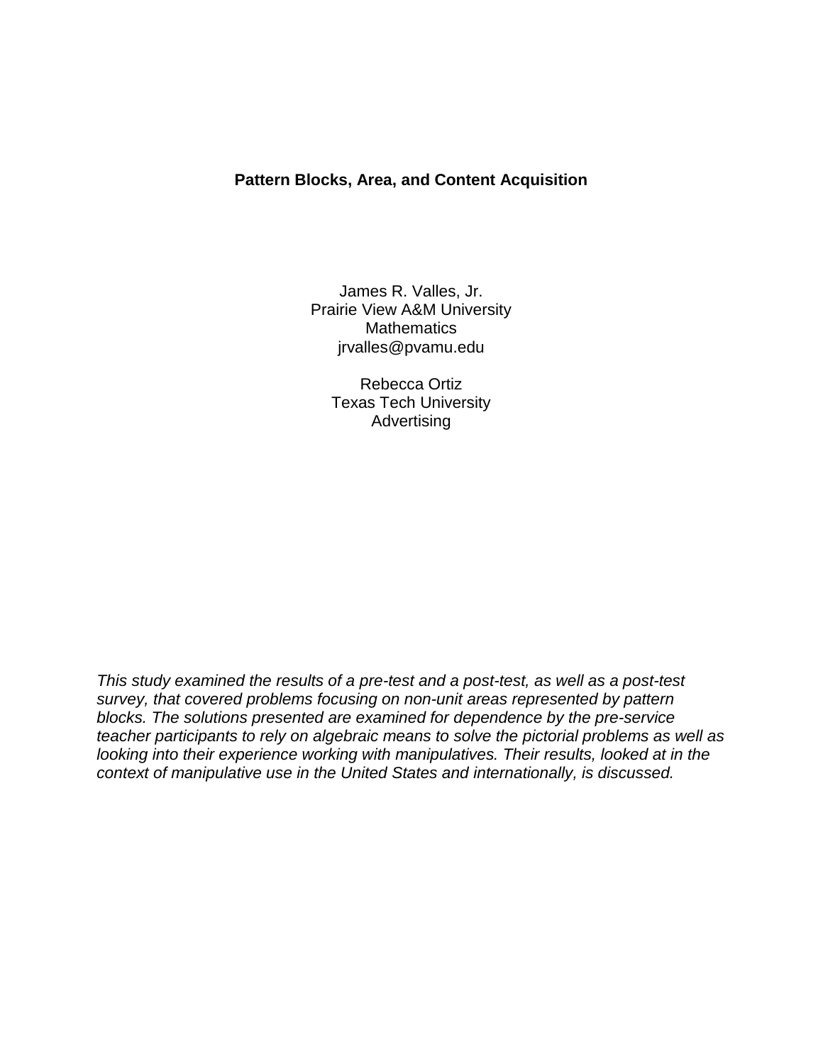# Pattern Blocks, Area, and Content Acquisition

James R. Valles, Jr.
Prairie View A&M University
Mathematics
jrvalles@pvamu.edu

Rebecca Ortiz
Texas Tech University
Advertising

*This study examined the results of a pre-test and a post-test, as well as a post-test survey, that covered problems focusing on non-unit areas represented by pattern blocks. The solutions presented are examined for dependence by the pre-service teacher participants to rely on algebraic means to solve the pictorial problems as well as looking into their experience working with manipulatives. Their results, looked at in the context of manipulative use in the United States and internationally, is discussed.*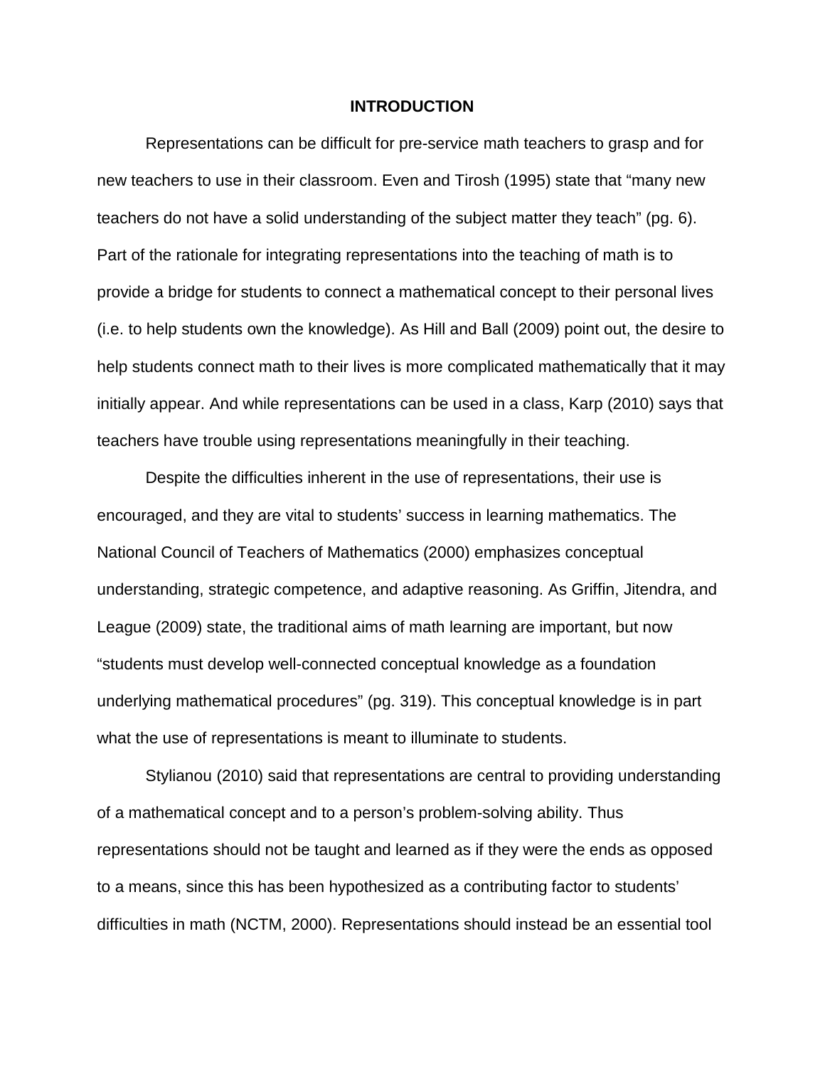# INTRODUCTION

Representations can be difficult for pre-service math teachers to grasp and for new teachers to use in their classroom. Even and Tirosh (1995) state that "many new teachers do not have a solid understanding of the subject matter they teach" (pg. 6). Part of the rationale for integrating representations into the teaching of math is to provide a bridge for students to connect a mathematical concept to their personal lives (i.e. to help students own the knowledge). As Hill and Ball (2009) point out, the desire to help students connect math to their lives is more complicated mathematically that it may initially appear. And while representations can be used in a class, Karp (2010) says that teachers have trouble using representations meaningfully in their teaching.

Despite the difficulties inherent in the use of representations, their use is encouraged, and they are vital to students' success in learning mathematics. The National Council of Teachers of Mathematics (2000) emphasizes conceptual understanding, strategic competence, and adaptive reasoning. As Griffin, Jitendra, and League (2009) state, the traditional aims of math learning are important, but now "students must develop well-connected conceptual knowledge as a foundation underlying mathematical procedures" (pg. 319). This conceptual knowledge is in part what the use of representations is meant to illuminate to students.

Stylianou (2010) said that representations are central to providing understanding of a mathematical concept and to a person's problem-solving ability. Thus representations should not be taught and learned as if they were the ends as opposed to a means, since this has been hypothesized as a contributing factor to students' difficulties in math (NCTM, 2000). Representations should instead be an essential tool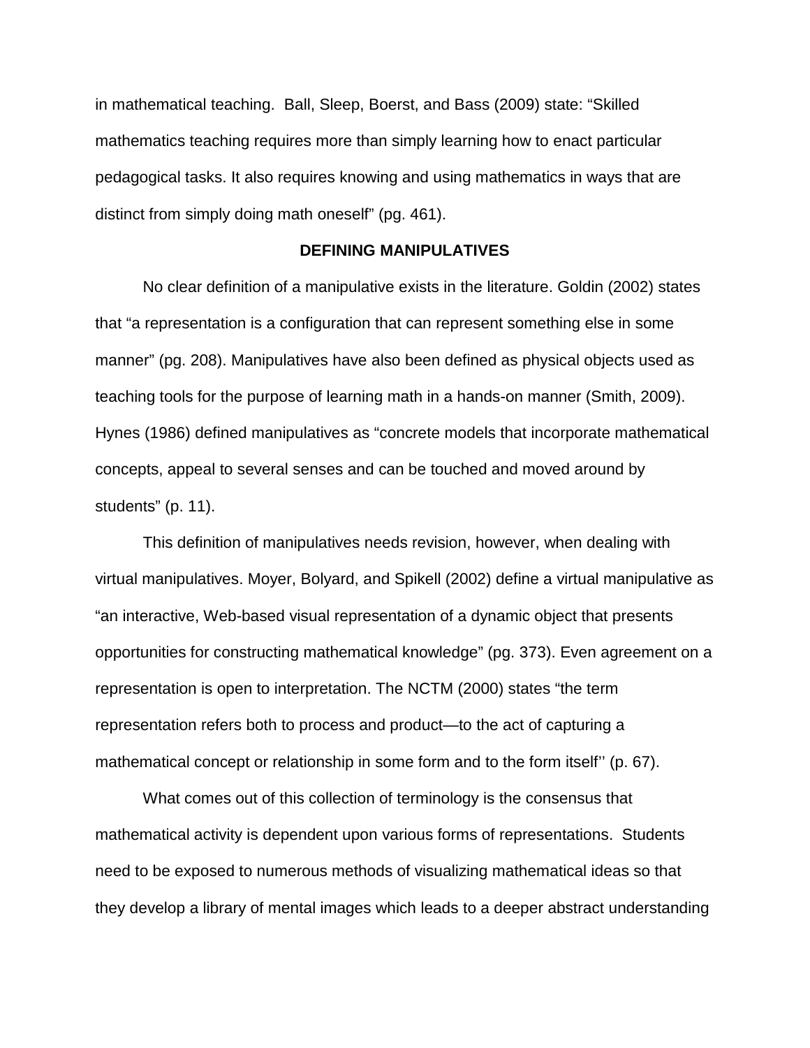in mathematical teaching. Ball, Sleep, Boerst, and Bass (2009) state: “Skilled mathematics teaching requires more than simply learning how to enact particular pedagogical tasks. It also requires knowing and using mathematics in ways that are distinct from simply doing math oneself” (pg. 461).

## DEFINING MANIPULATIVES

No clear definition of a manipulative exists in the literature. Goldin (2002) states that “a representation is a configuration that can represent something else in some manner” (pg. 208). Manipulatives have also been defined as physical objects used as teaching tools for the purpose of learning math in a hands-on manner (Smith, 2009). Hynes (1986) defined manipulatives as “concrete models that incorporate mathematical concepts, appeal to several senses and can be touched and moved around by students” (p. 11).

This definition of manipulatives needs revision, however, when dealing with virtual manipulatives. Moyer, Bolyard, and Spikell (2002) define a virtual manipulative as “an interactive, Web-based visual representation of a dynamic object that presents opportunities for constructing mathematical knowledge” (pg. 373). Even agreement on a representation is open to interpretation. The NCTM (2000) states “the term representation refers both to process and product—to the act of capturing a mathematical concept or relationship in some form and to the form itself’’ (p. 67).

What comes out of this collection of terminology is the consensus that mathematical activity is dependent upon various forms of representations. Students need to be exposed to numerous methods of visualizing mathematical ideas so that they develop a library of mental images which leads to a deeper abstract understanding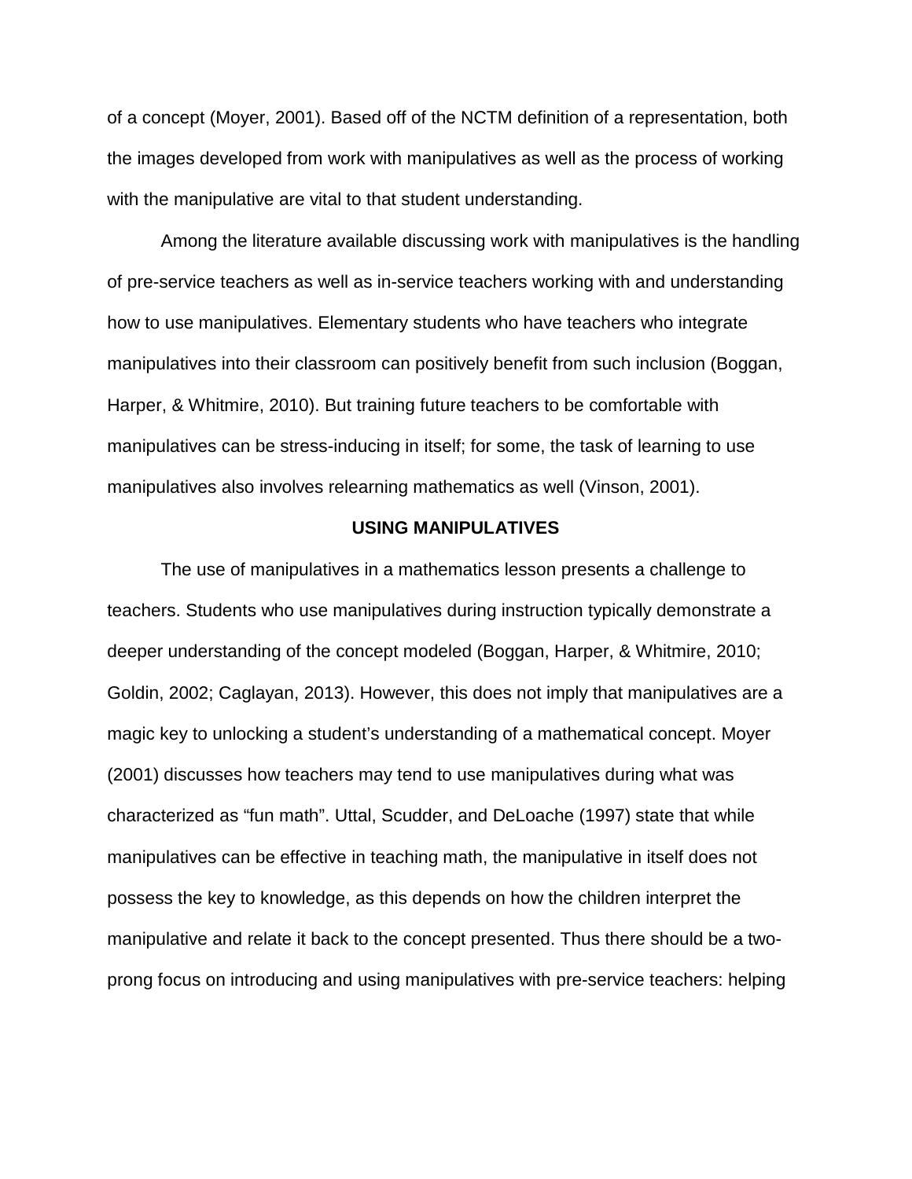of a concept (Moyer, 2001). Based off of the NCTM definition of a representation, both the images developed from work with manipulatives as well as the process of working with the manipulative are vital to that student understanding.

Among the literature available discussing work with manipulatives is the handling of pre-service teachers as well as in-service teachers working with and understanding how to use manipulatives. Elementary students who have teachers who integrate manipulatives into their classroom can positively benefit from such inclusion (Boggan, Harper, & Whitmire, 2010). But training future teachers to be comfortable with manipulatives can be stress-inducing in itself; for some, the task of learning to use manipulatives also involves relearning mathematics as well (Vinson, 2001).

## USING MANIPULATIVES

The use of manipulatives in a mathematics lesson presents a challenge to teachers. Students who use manipulatives during instruction typically demonstrate a deeper understanding of the concept modeled (Boggan, Harper, & Whitmire, 2010; Goldin, 2002; Caglayan, 2013). However, this does not imply that manipulatives are a magic key to unlocking a student's understanding of a mathematical concept. Moyer (2001) discusses how teachers may tend to use manipulatives during what was characterized as "fun math". Uttal, Scudder, and DeLoache (1997) state that while manipulatives can be effective in teaching math, the manipulative in itself does not possess the key to knowledge, as this depends on how the children interpret the manipulative and relate it back to the concept presented. Thus there should be a two-prong focus on introducing and using manipulatives with pre-service teachers: helping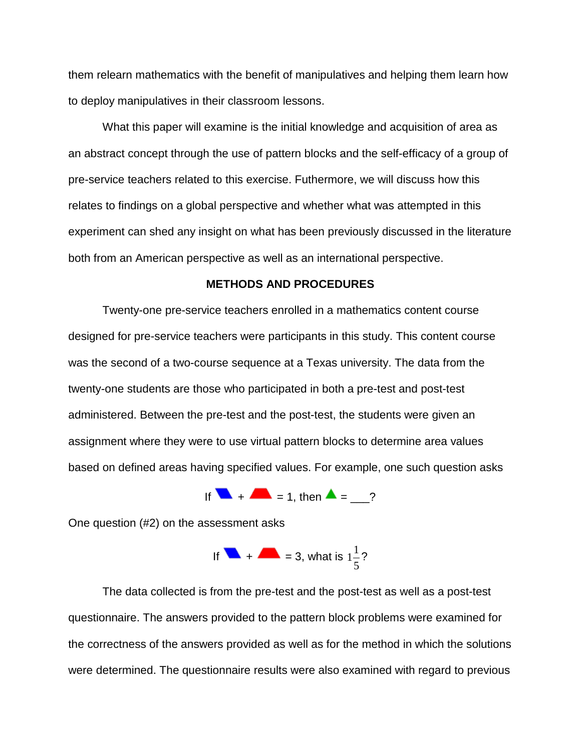them relearn mathematics with the benefit of manipulatives and helping them learn how to deploy manipulatives in their classroom lessons.

What this paper will examine is the initial knowledge and acquisition of area as an abstract concept through the use of pattern blocks and the self-efficacy of a group of pre-service teachers related to this exercise. Futhermore, we will discuss how this relates to findings on a global perspective and whether what was attempted in this experiment can shed any insight on what has been previously discussed in the literature both from an American perspective as well as an international perspective.

## METHODS AND PROCEDURES

Twenty-one pre-service teachers enrolled in a mathematics content course designed for pre-service teachers were participants in this study. This content course was the second of a two-course sequence at a Texas university. The data from the twenty-one students are those who participated in both a pre-test and post-test administered. Between the pre-test and the post-test, the students were given an assignment where they were to use virtual pattern blocks to determine area values based on defined areas having specified values. For example, one such question asks

If [blue rhombus] + [red trapezoid] = 1, then [green triangle] = ___?

One question (#2) on the assessment asks

If [blue rhombus] + [red trapezoid] = 3, what is $1\frac{1}{5}$?

The data collected is from the pre-test and the post-test as well as a post-test questionnaire. The answers provided to the pattern block problems were examined for the correctness of the answers provided as well as for the method in which the solutions were determined. The questionnaire results were also examined with regard to previous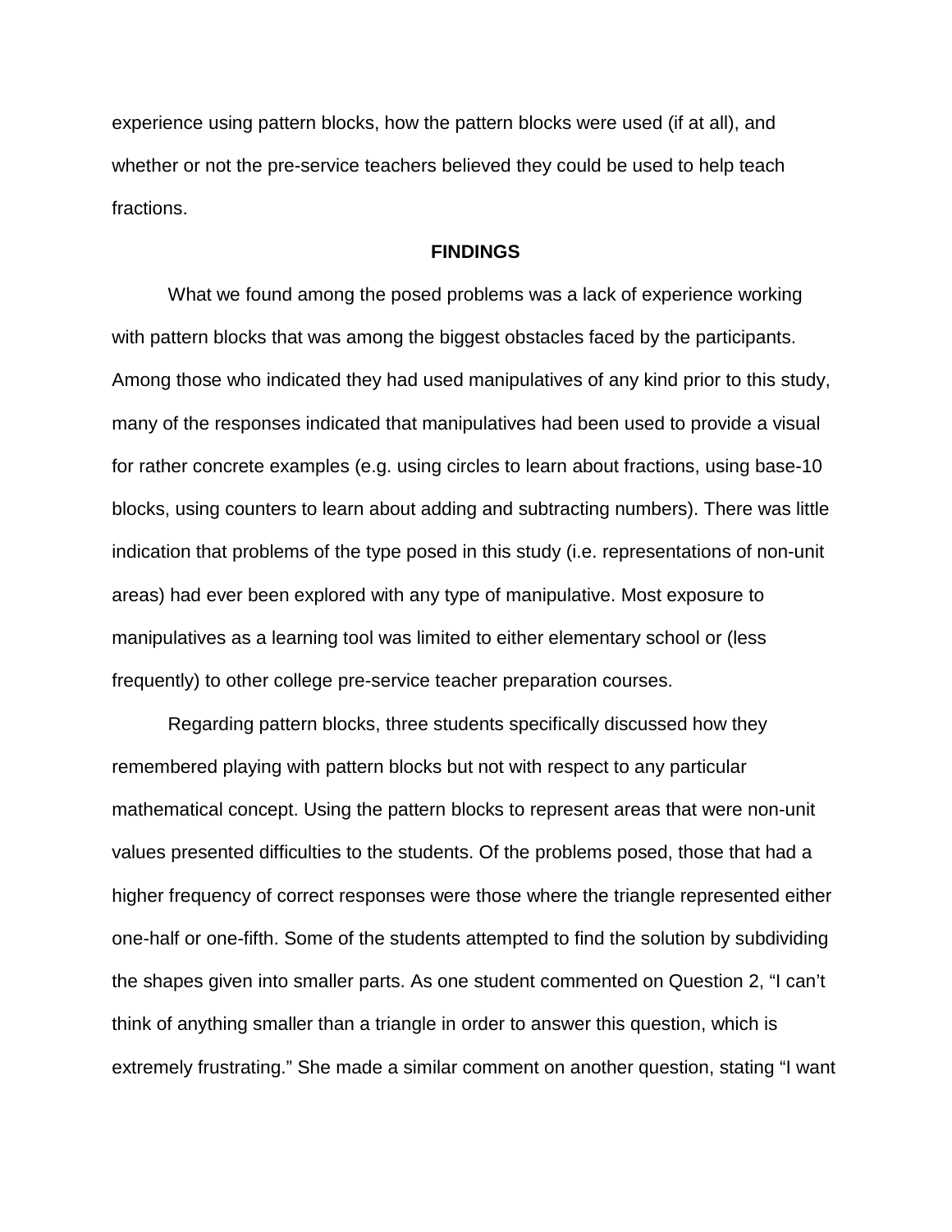experience using pattern blocks, how the pattern blocks were used (if at all), and whether or not the pre-service teachers believed they could be used to help teach fractions.

## FINDINGS

What we found among the posed problems was a lack of experience working with pattern blocks that was among the biggest obstacles faced by the participants. Among those who indicated they had used manipulatives of any kind prior to this study, many of the responses indicated that manipulatives had been used to provide a visual for rather concrete examples (e.g. using circles to learn about fractions, using base-10 blocks, using counters to learn about adding and subtracting numbers). There was little indication that problems of the type posed in this study (i.e. representations of non-unit areas) had ever been explored with any type of manipulative. Most exposure to manipulatives as a learning tool was limited to either elementary school or (less frequently) to other college pre-service teacher preparation courses.

Regarding pattern blocks, three students specifically discussed how they remembered playing with pattern blocks but not with respect to any particular mathematical concept. Using the pattern blocks to represent areas that were non-unit values presented difficulties to the students. Of the problems posed, those that had a higher frequency of correct responses were those where the triangle represented either one-half or one-fifth. Some of the students attempted to find the solution by subdividing the shapes given into smaller parts. As one student commented on Question 2, "I can't think of anything smaller than a triangle in order to answer this question, which is extremely frustrating." She made a similar comment on another question, stating "I want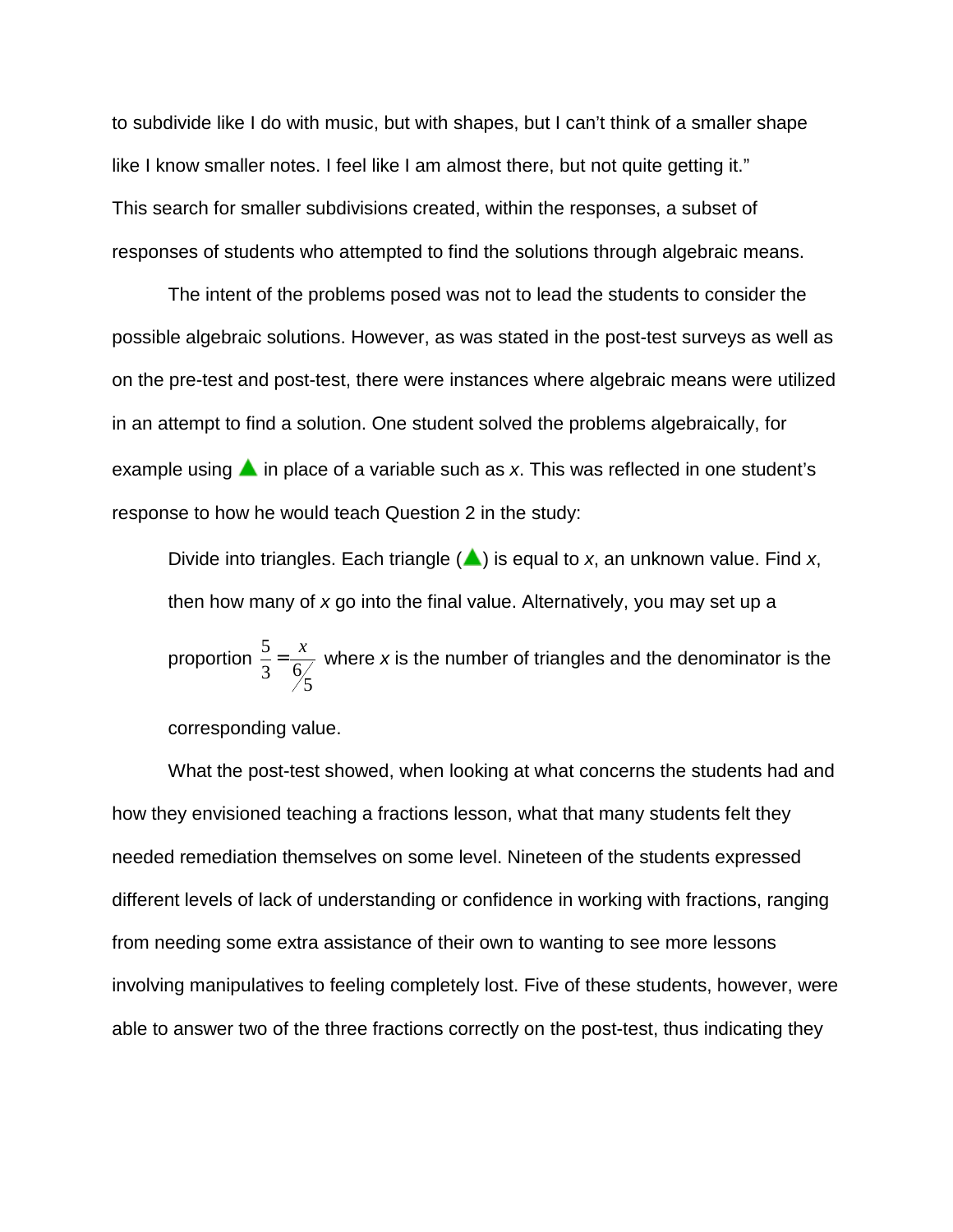to subdivide like I do with music, but with shapes, but I can't think of a smaller shape like I know smaller notes. I feel like I am almost there, but not quite getting it."

This search for smaller subdivisions created, within the responses, a subset of responses of students who attempted to find the solutions through algebraic means.

The intent of the problems posed was not to lead the students to consider the possible algebraic solutions. However, as was stated in the post-test surveys as well as on the pre-test and post-test, there were instances where algebraic means were utilized in an attempt to find a solution. One student solved the problems algebraically, for example using ▲ in place of a variable such as *x*. This was reflected in one student's response to how he would teach Question 2 in the study:

> Divide into triangles. Each triangle (▲) is equal to *x*, an unknown value. Find *x*, then how many of *x* go into the final value. Alternatively, you may set up a proportion $\frac{5}{3} = \frac{x}{6/5}$ where *x* is the number of triangles and the denominator is the corresponding value.

What the post-test showed, when looking at what concerns the students had and how they envisioned teaching a fractions lesson, what that many students felt they needed remediation themselves on some level. Nineteen of the students expressed different levels of lack of understanding or confidence in working with fractions, ranging from needing some extra assistance of their own to wanting to see more lessons involving manipulatives to feeling completely lost. Five of these students, however, were able to answer two of the three fractions correctly on the post-test, thus indicating they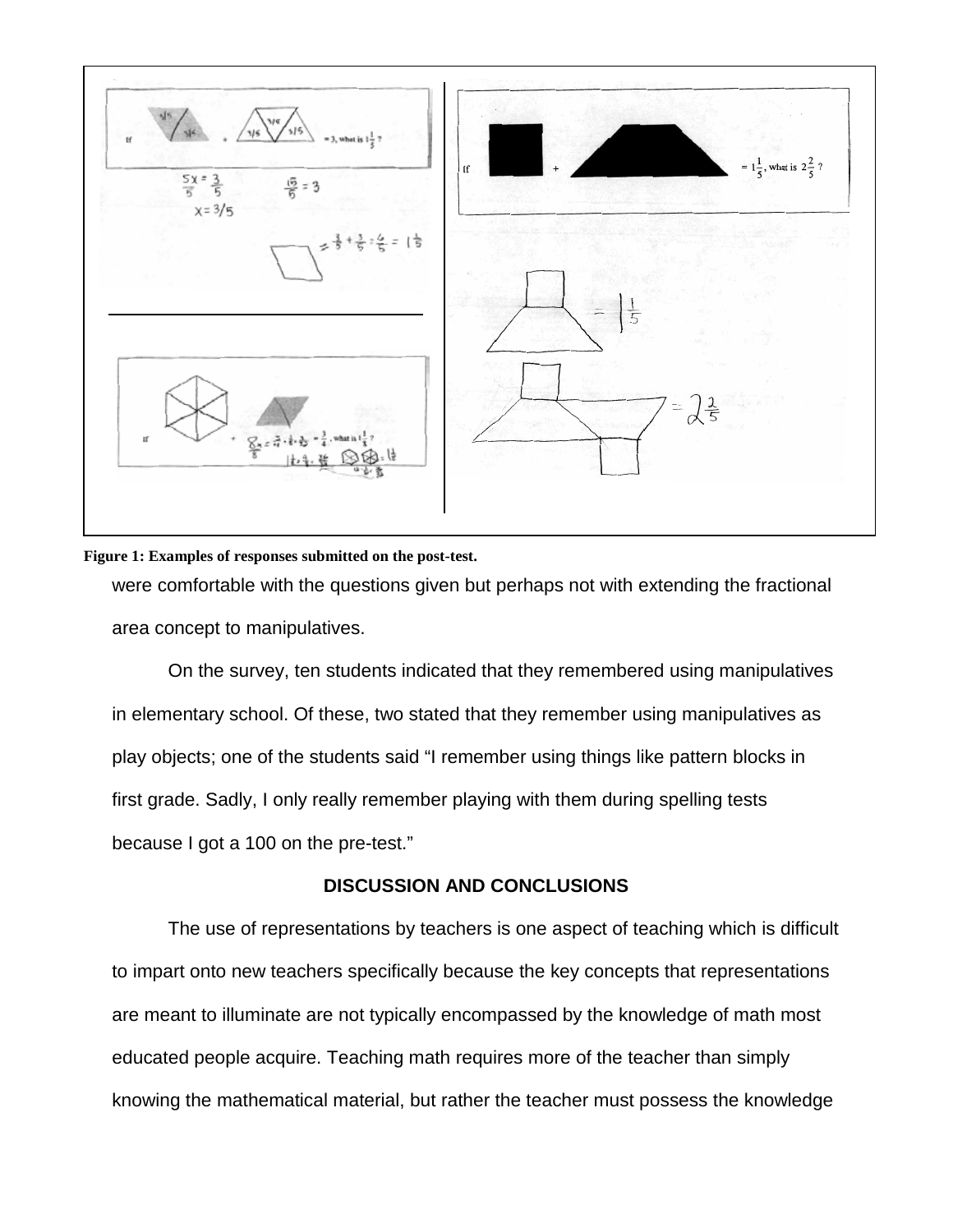**Figure 1: Examples of responses submitted on the post-test.**

were comfortable with the questions given but perhaps not with extending the fractional area concept to manipulatives.

On the survey, ten students indicated that they remembered using manipulatives in elementary school. Of these, two stated that they remember using manipulatives as play objects; one of the students said "I remember using things like pattern blocks in first grade. Sadly, I only really remember playing with them during spelling tests because I got a 100 on the pre-test."

## DISCUSSION AND CONCLUSIONS

The use of representations by teachers is one aspect of teaching which is difficult to impart onto new teachers specifically because the key concepts that representations are meant to illuminate are not typically encompassed by the knowledge of math most educated people acquire. Teaching math requires more of the teacher than simply knowing the mathematical material, but rather the teacher must possess the knowledge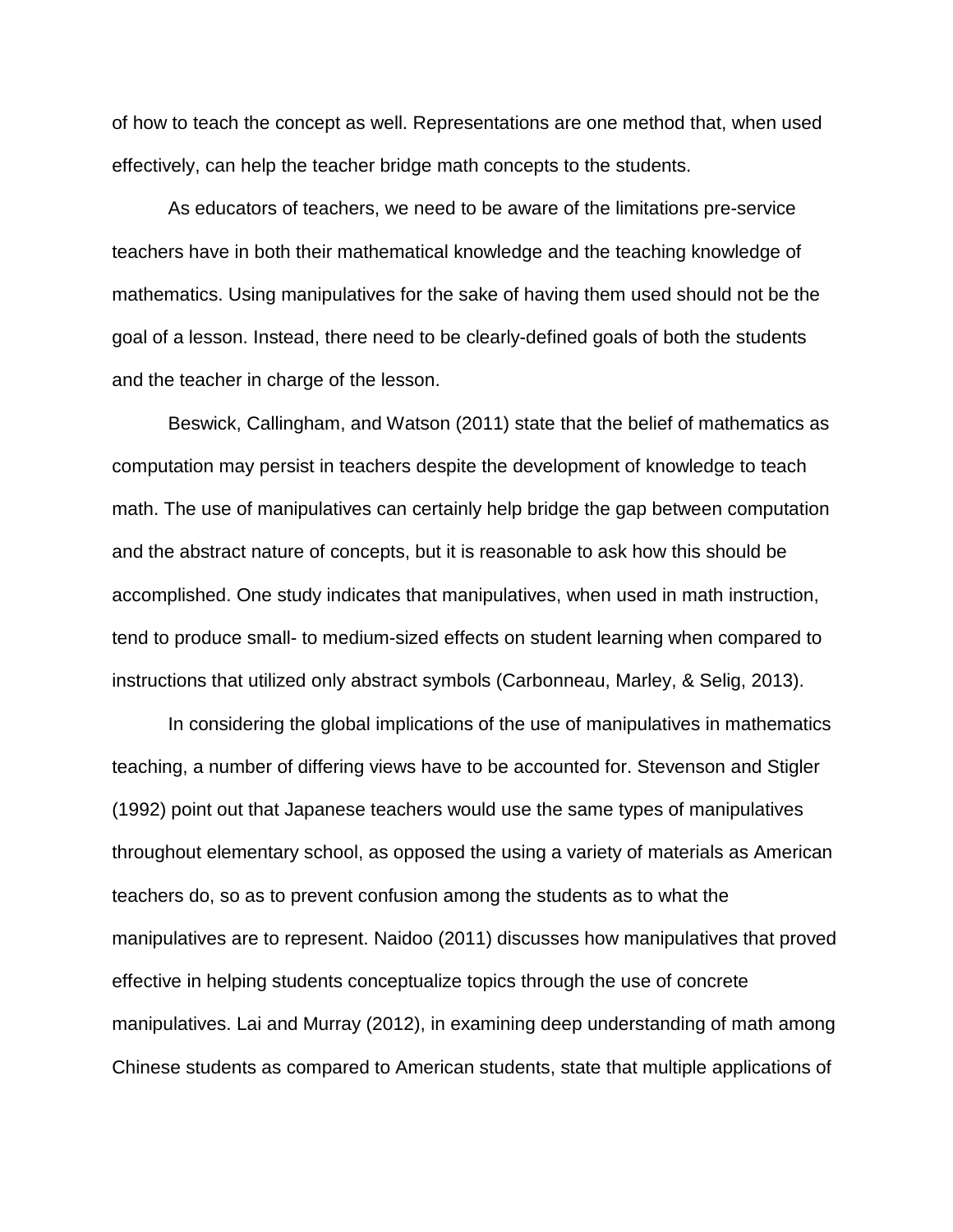of how to teach the concept as well. Representations are one method that, when used effectively, can help the teacher bridge math concepts to the students.

As educators of teachers, we need to be aware of the limitations pre-service teachers have in both their mathematical knowledge and the teaching knowledge of mathematics. Using manipulatives for the sake of having them used should not be the goal of a lesson. Instead, there need to be clearly-defined goals of both the students and the teacher in charge of the lesson.

Beswick, Callingham, and Watson (2011) state that the belief of mathematics as computation may persist in teachers despite the development of knowledge to teach math. The use of manipulatives can certainly help bridge the gap between computation and the abstract nature of concepts, but it is reasonable to ask how this should be accomplished. One study indicates that manipulatives, when used in math instruction, tend to produce small- to medium-sized effects on student learning when compared to instructions that utilized only abstract symbols (Carbonneau, Marley, & Selig, 2013).

In considering the global implications of the use of manipulatives in mathematics teaching, a number of differing views have to be accounted for. Stevenson and Stigler (1992) point out that Japanese teachers would use the same types of manipulatives throughout elementary school, as opposed the using a variety of materials as American teachers do, so as to prevent confusion among the students as to what the manipulatives are to represent. Naidoo (2011) discusses how manipulatives that proved effective in helping students conceptualize topics through the use of concrete manipulatives. Lai and Murray (2012), in examining deep understanding of math among Chinese students as compared to American students, state that multiple applications of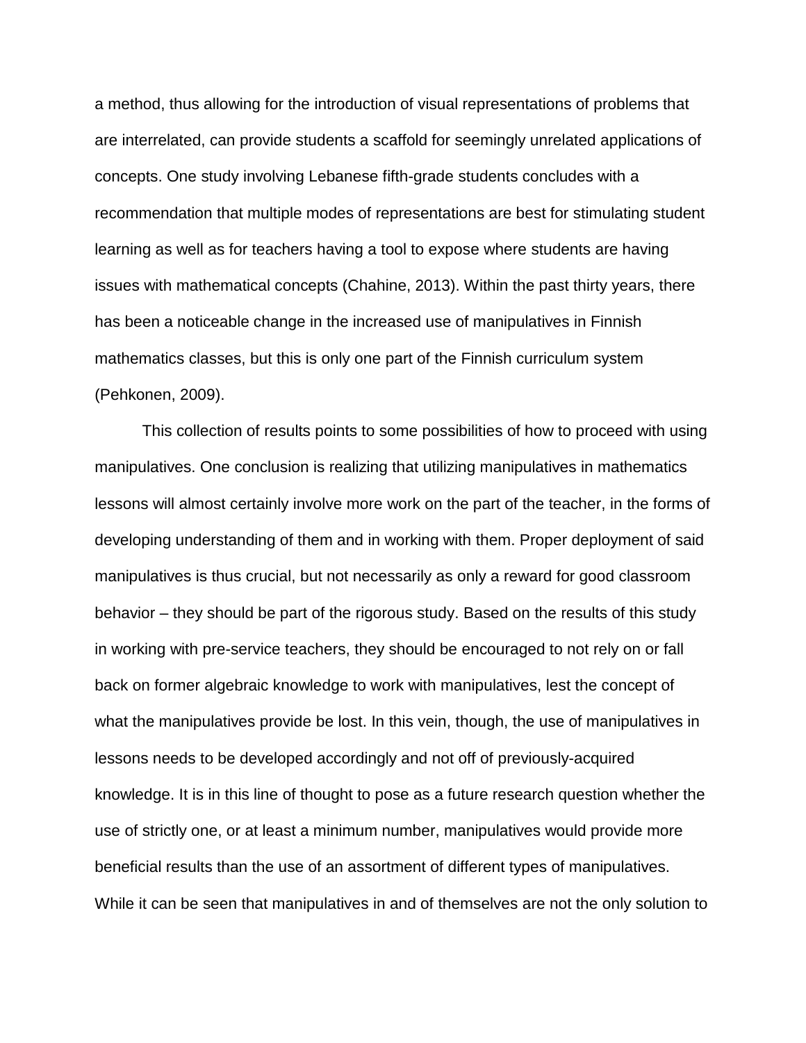a method, thus allowing for the introduction of visual representations of problems that are interrelated, can provide students a scaffold for seemingly unrelated applications of concepts. One study involving Lebanese fifth-grade students concludes with a recommendation that multiple modes of representations are best for stimulating student learning as well as for teachers having a tool to expose where students are having issues with mathematical concepts (Chahine, 2013). Within the past thirty years, there has been a noticeable change in the increased use of manipulatives in Finnish mathematics classes, but this is only one part of the Finnish curriculum system (Pehkonen, 2009).

This collection of results points to some possibilities of how to proceed with using manipulatives. One conclusion is realizing that utilizing manipulatives in mathematics lessons will almost certainly involve more work on the part of the teacher, in the forms of developing understanding of them and in working with them. Proper deployment of said manipulatives is thus crucial, but not necessarily as only a reward for good classroom behavior – they should be part of the rigorous study. Based on the results of this study in working with pre-service teachers, they should be encouraged to not rely on or fall back on former algebraic knowledge to work with manipulatives, lest the concept of what the manipulatives provide be lost. In this vein, though, the use of manipulatives in lessons needs to be developed accordingly and not off of previously-acquired knowledge. It is in this line of thought to pose as a future research question whether the use of strictly one, or at least a minimum number, manipulatives would provide more beneficial results than the use of an assortment of different types of manipulatives. While it can be seen that manipulatives in and of themselves are not the only solution to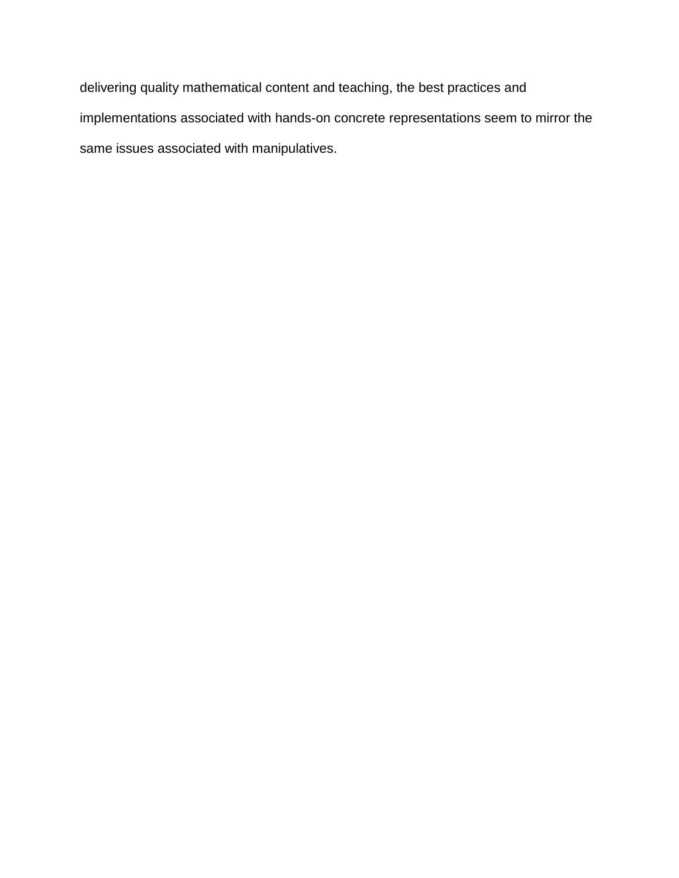delivering quality mathematical content and teaching, the best practices and implementations associated with hands-on concrete representations seem to mirror the same issues associated with manipulatives.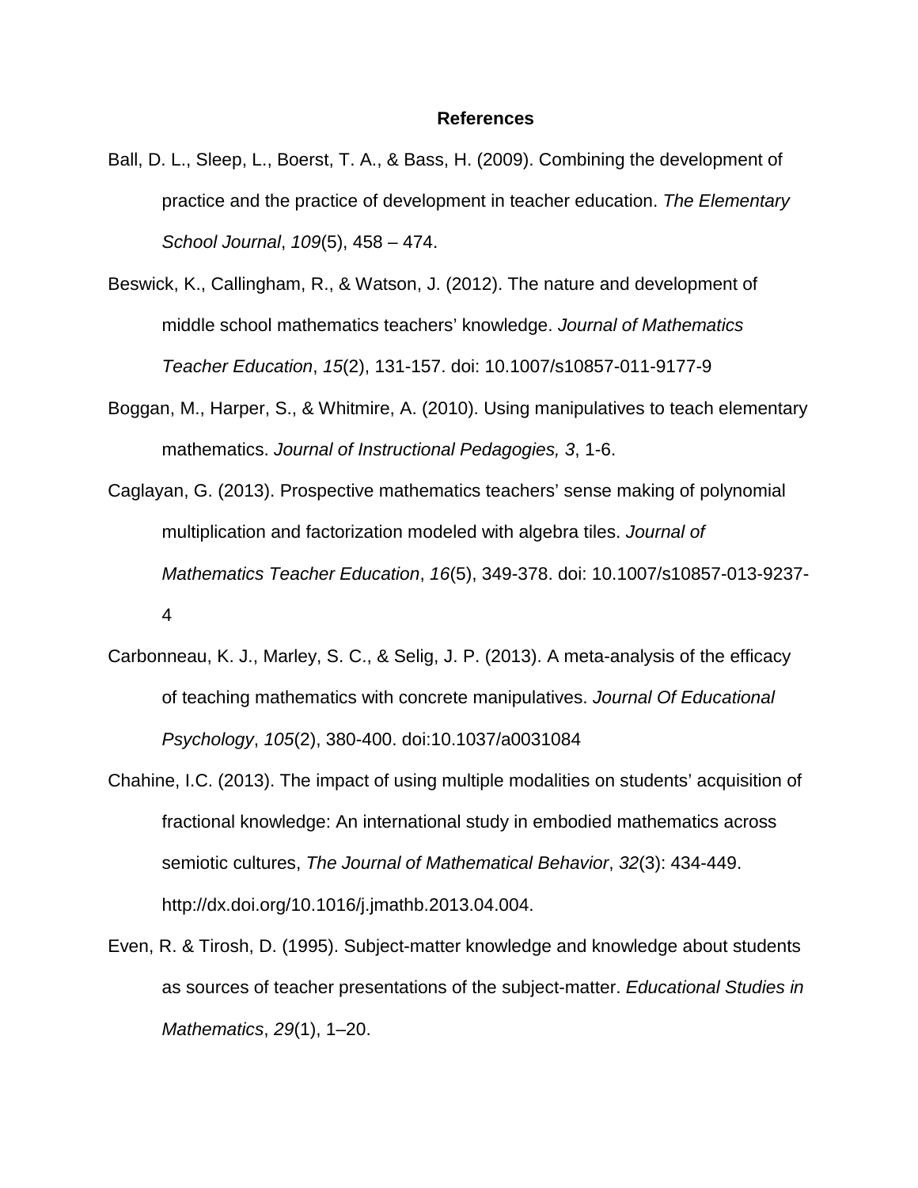# References

Ball, D. L., Sleep, L., Boerst, T. A., & Bass, H. (2009). Combining the development of practice and the practice of development in teacher education. *The Elementary School Journal*, *109*(5), 458 – 474.

Beswick, K., Callingham, R., & Watson, J. (2012). The nature and development of middle school mathematics teachers' knowledge. *Journal of Mathematics Teacher Education*, *15*(2), 131-157. doi: 10.1007/s10857-011-9177-9

Boggan, M., Harper, S., & Whitmire, A. (2010). Using manipulatives to teach elementary mathematics. *Journal of Instructional Pedagogies, 3*, 1-6.

Caglayan, G. (2013). Prospective mathematics teachers' sense making of polynomial multiplication and factorization modeled with algebra tiles. *Journal of Mathematics Teacher Education*, *16*(5), 349-378. doi: 10.1007/s10857-013-9237-4

Carbonneau, K. J., Marley, S. C., & Selig, J. P. (2013). A meta-analysis of the efficacy of teaching mathematics with concrete manipulatives. *Journal Of Educational Psychology*, *105*(2), 380-400. doi:10.1037/a0031084

Chahine, I.C. (2013). The impact of using multiple modalities on students' acquisition of fractional knowledge: An international study in embodied mathematics across semiotic cultures, *The Journal of Mathematical Behavior*, *32*(3): 434-449. http://dx.doi.org/10.1016/j.jmathb.2013.04.004.

Even, R. & Tirosh, D. (1995). Subject-matter knowledge and knowledge about students as sources of teacher presentations of the subject-matter. *Educational Studies in Mathematics*, *29*(1), 1–20.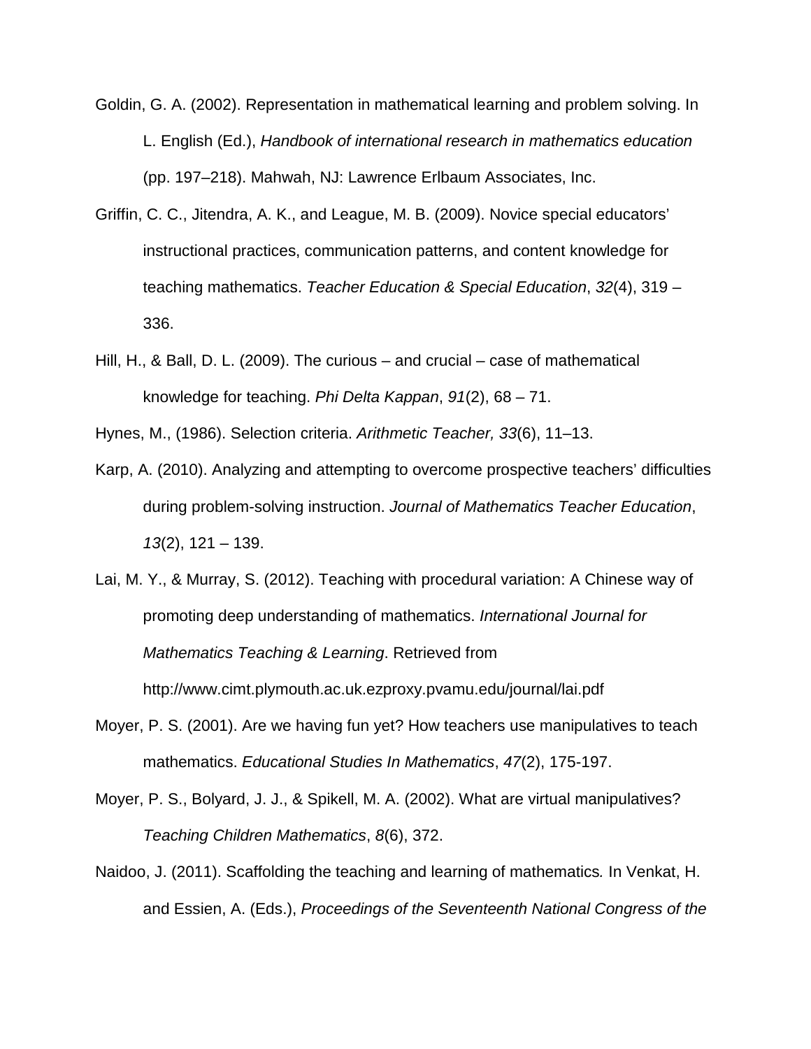Goldin, G. A. (2002). Representation in mathematical learning and problem solving. In L. English (Ed.), *Handbook of international research in mathematics education* (pp. 197–218). Mahwah, NJ: Lawrence Erlbaum Associates, Inc.

Griffin, C. C., Jitendra, A. K., and League, M. B. (2009). Novice special educators' instructional practices, communication patterns, and content knowledge for teaching mathematics. *Teacher Education & Special Education*, *32*(4), 319 – 336.

Hill, H., & Ball, D. L. (2009). The curious – and crucial – case of mathematical knowledge for teaching. *Phi Delta Kappan*, *91*(2), 68 – 71.

Hynes, M., (1986). Selection criteria. *Arithmetic Teacher, 33*(6), 11–13.

Karp, A. (2010). Analyzing and attempting to overcome prospective teachers' difficulties during problem-solving instruction. *Journal of Mathematics Teacher Education*, *13*(2), 121 – 139.

Lai, M. Y., & Murray, S. (2012). Teaching with procedural variation: A Chinese way of promoting deep understanding of mathematics. *International Journal for Mathematics Teaching & Learning*. Retrieved from http://www.cimt.plymouth.ac.uk.ezproxy.pvamu.edu/journal/lai.pdf

Moyer, P. S. (2001). Are we having fun yet? How teachers use manipulatives to teach mathematics. *Educational Studies In Mathematics*, *47*(2), 175-197.

Moyer, P. S., Bolyard, J. J., & Spikell, M. A. (2002). What are virtual manipulatives? *Teaching Children Mathematics*, *8*(6), 372.

Naidoo, J. (2011). Scaffolding the teaching and learning of mathematics*.* In Venkat, H. and Essien, A. (Eds.), *Proceedings of the Seventeenth National Congress of the*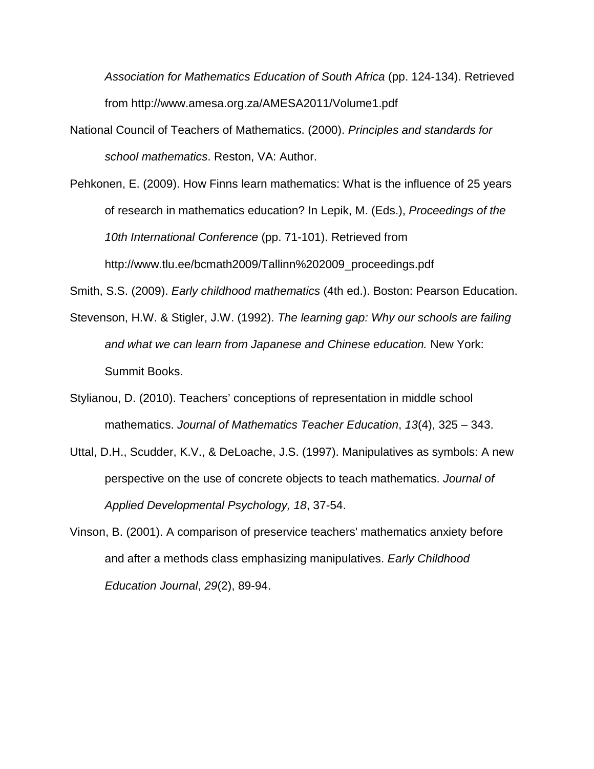*Association for Mathematics Education of South Africa* (pp. 124-134). Retrieved from http://www.amesa.org.za/AMESA2011/Volume1.pdf

National Council of Teachers of Mathematics. (2000). *Principles and standards for school mathematics*. Reston, VA: Author.

Pehkonen, E. (2009). How Finns learn mathematics: What is the influence of 25 years of research in mathematics education? In Lepik, M. (Eds.), *Proceedings of the 10th International Conference* (pp. 71-101). Retrieved from http://www.tlu.ee/bcmath2009/Tallinn%202009_proceedings.pdf

Smith, S.S. (2009). *Early childhood mathematics* (4th ed.). Boston: Pearson Education.

Stevenson, H.W. & Stigler, J.W. (1992). *The learning gap: Why our schools are failing and what we can learn from Japanese and Chinese education.* New York: Summit Books.

Stylianou, D. (2010). Teachers' conceptions of representation in middle school mathematics. *Journal of Mathematics Teacher Education*, *13*(4), 325 – 343.

Uttal, D.H., Scudder, K.V., & DeLoache, J.S. (1997). Manipulatives as symbols: A new perspective on the use of concrete objects to teach mathematics. *Journal of Applied Developmental Psychology, 18*, 37-54.

Vinson, B. (2001). A comparison of preservice teachers' mathematics anxiety before and after a methods class emphasizing manipulatives. *Early Childhood Education Journal*, *29*(2), 89-94.